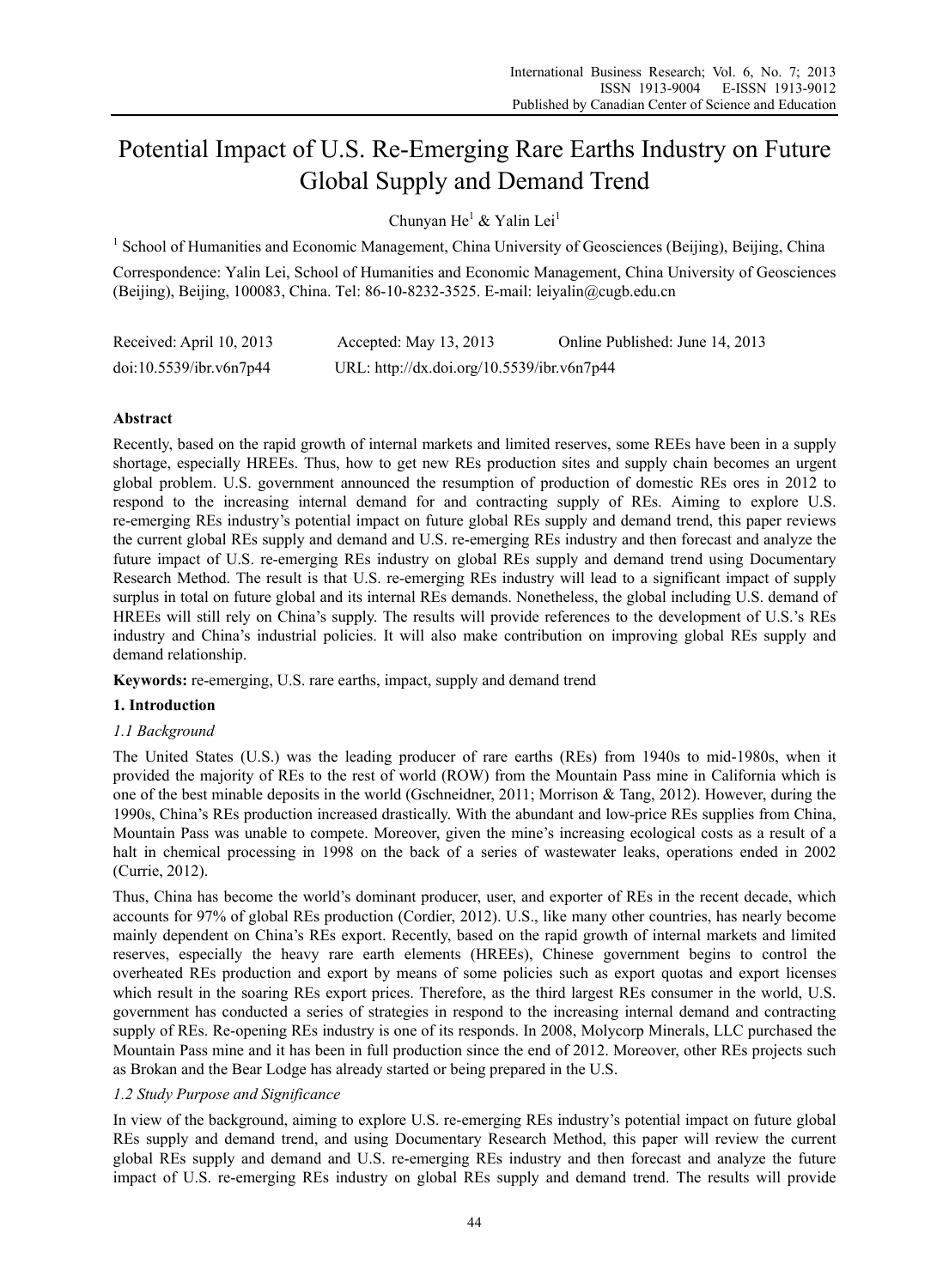# Potential Impact of U.S. Re-Emerging Rare Earths Industry on Future Global Supply and Demand Trend

Chunyan He[1] & Yalin Lei[1]

[1] School of Humanities and Economic Management, China University of Geosciences (Beijing), Beijing, China

Correspondence: Yalin Lei, School of Humanities and Economic Management, China University of Geosciences (Beijing), Beijing, 100083, China. Tel: 86-10-8232-3525. E-mail: leiyalin@cugb.edu.cn

Received: April 10, 2013   Accepted: May 13, 2013   Online Published: June 14, 2013

doi:10.5539/ibr.v6n7p44   URL: http://dx.doi.org/10.5539/ibr.v6n7p44

## Abstract

Recently, based on the rapid growth of internal markets and limited reserves, some REEs have been in a supply shortage, especially HREEs. Thus, how to get new REs production sites and supply chain becomes an urgent global problem. U.S. government announced the resumption of production of domestic REs ores in 2012 to respond to the increasing internal demand for and contracting supply of REs. Aiming to explore U.S. re-emerging REs industry's potential impact on future global REs supply and demand trend, this paper reviews the current global REs supply and demand and U.S. re-emerging REs industry and then forecast and analyze the future impact of U.S. re-emerging REs industry on global REs supply and demand trend using Documentary Research Method. The result is that U.S. re-emerging REs industry will lead to a significant impact of supply surplus in total on future global and its internal REs demands. Nonetheless, the global including U.S. demand of HREEs will still rely on China's supply. The results will provide references to the development of U.S.'s REs industry and China's industrial policies. It will also make contribution on improving global REs supply and demand relationship.

**Keywords:** re-emerging, U.S. rare earths, impact, supply and demand trend

## 1. Introduction

### *1.1 Background*

The United States (U.S.) was the leading producer of rare earths (REs) from 1940s to mid-1980s, when it provided the majority of REs to the rest of world (ROW) from the Mountain Pass mine in California which is one of the best minable deposits in the world (Gschneidner, 2011; Morrison & Tang, 2012). However, during the 1990s, China's REs production increased drastically. With the abundant and low-price REs supplies from China, Mountain Pass was unable to compete. Moreover, given the mine's increasing ecological costs as a result of a halt in chemical processing in 1998 on the back of a series of wastewater leaks, operations ended in 2002 (Currie, 2012).

Thus, China has become the world's dominant producer, user, and exporter of REs in the recent decade, which accounts for 97% of global REs production (Cordier, 2012). U.S., like many other countries, has nearly become mainly dependent on China's REs export. Recently, based on the rapid growth of internal markets and limited reserves, especially the heavy rare earth elements (HREEs), Chinese government begins to control the overheated REs production and export by means of some policies such as export quotas and export licenses which result in the soaring REs export prices. Therefore, as the third largest REs consumer in the world, U.S. government has conducted a series of strategies in respond to the increasing internal demand and contracting supply of REs. Re-opening REs industry is one of its responds. In 2008, Molycorp Minerals, LLC purchased the Mountain Pass mine and it has been in full production since the end of 2012. Moreover, other REs projects such as Brokan and the Bear Lodge has already started or being prepared in the U.S.

### *1.2 Study Purpose and Significance*

In view of the background, aiming to explore U.S. re-emerging REs industry's potential impact on future global REs supply and demand trend, and using Documentary Research Method, this paper will review the current global REs supply and demand and U.S. re-emerging REs industry and then forecast and analyze the future impact of U.S. re-emerging REs industry on global REs supply and demand trend. The results will provide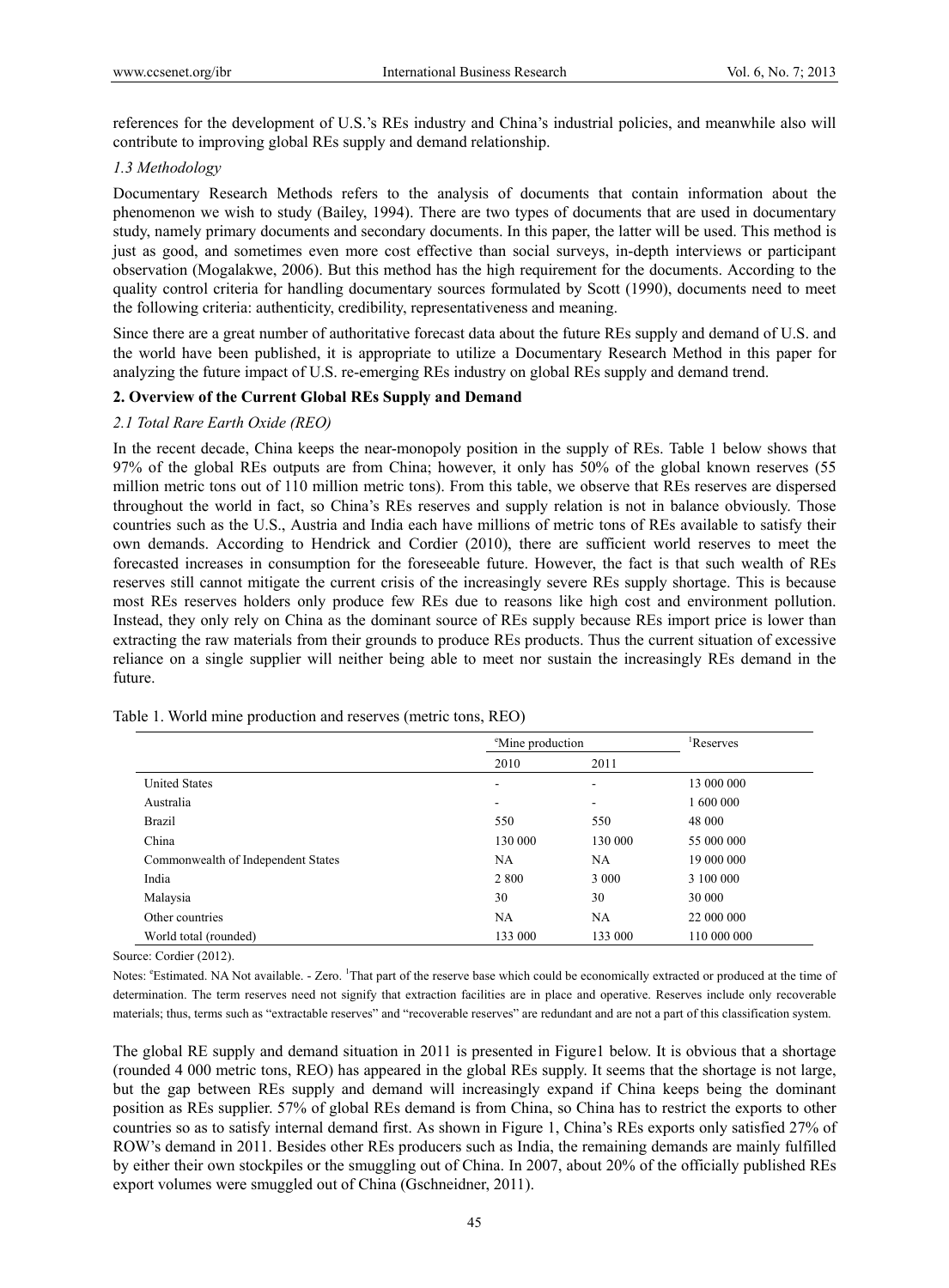references for the development of U.S.'s REs industry and China's industrial policies, and meanwhile also will contribute to improving global REs supply and demand relationship.

### *1.3 Methodology*

Documentary Research Methods refers to the analysis of documents that contain information about the phenomenon we wish to study (Bailey, 1994). There are two types of documents that are used in documentary study, namely primary documents and secondary documents. In this paper, the latter will be used. This method is just as good, and sometimes even more cost effective than social surveys, in-depth interviews or participant observation (Mogalakwe, 2006). But this method has the high requirement for the documents. According to the quality control criteria for handling documentary sources formulated by Scott (1990), documents need to meet the following criteria: authenticity, credibility, representativeness and meaning.

Since there are a great number of authoritative forecast data about the future REs supply and demand of U.S. and the world have been published, it is appropriate to utilize a Documentary Research Method in this paper for analyzing the future impact of U.S. re-emerging REs industry on global REs supply and demand trend.

## **2. Overview of the Current Global REs Supply and Demand**

### *2.1 Total Rare Earth Oxide (REO)*

In the recent decade, China keeps the near-monopoly position in the supply of REs. Table 1 below shows that 97% of the global REs outputs are from China; however, it only has 50% of the global known reserves (55 million metric tons out of 110 million metric tons). From this table, we observe that REs reserves are dispersed throughout the world in fact, so China's REs reserves and supply relation is not in balance obviously. Those countries such as the U.S., Austria and India each have millions of metric tons of REs available to satisfy their own demands. According to Hendrick and Cordier (2010), there are sufficient world reserves to meet the forecasted increases in consumption for the foreseeable future. However, the fact is that such wealth of REs reserves still cannot mitigate the current crisis of the increasingly severe REs supply shortage. This is because most REs reserves holders only produce few REs due to reasons like high cost and environment pollution. Instead, they only rely on China as the dominant source of REs supply because REs import price is lower than extracting the raw materials from their grounds to produce REs products. Thus the current situation of excessive reliance on a single supplier will neither being able to meet nor sustain the increasingly REs demand in the future.

Table 1. World mine production and reserves (metric tons, REO)

| | [e]Mine production | | [1]Reserves |
|---|---|---|---|
| | 2010 | 2011 | |
| United States | - | - | 13 000 000 |
| Australia | - | - | 1 600 000 |
| Brazil | 550 | 550 | 48 000 |
| China | 130 000 | 130 000 | 55 000 000 |
| Commonwealth of Independent States | NA | NA | 19 000 000 |
| India | 2 800 | 3 000 | 3 100 000 |
| Malaysia | 30 | 30 | 30 000 |
| Other countries | NA | NA | 22 000 000 |
| World total (rounded) | 133 000 | 133 000 | 110 000 000 |

Source: Cordier (2012).

Notes: [e]Estimated. NA Not available. - Zero. [1]That part of the reserve base which could be economically extracted or produced at the time of determination. The term reserves need not signify that extraction facilities are in place and operative. Reserves include only recoverable materials; thus, terms such as "extractable reserves" and "recoverable reserves" are redundant and are not a part of this classification system.

The global RE supply and demand situation in 2011 is presented in Figure1 below. It is obvious that a shortage (rounded 4 000 metric tons, REO) has appeared in the global REs supply. It seems that the shortage is not large, but the gap between REs supply and demand will increasingly expand if China keeps being the dominant position as REs supplier. 57% of global REs demand is from China, so China has to restrict the exports to other countries so as to satisfy internal demand first. As shown in Figure 1, China's REs exports only satisfied 27% of ROW's demand in 2011. Besides other REs producers such as India, the remaining demands are mainly fulfilled by either their own stockpiles or the smuggling out of China. In 2007, about 20% of the officially published REs export volumes were smuggled out of China (Gschneidner, 2011).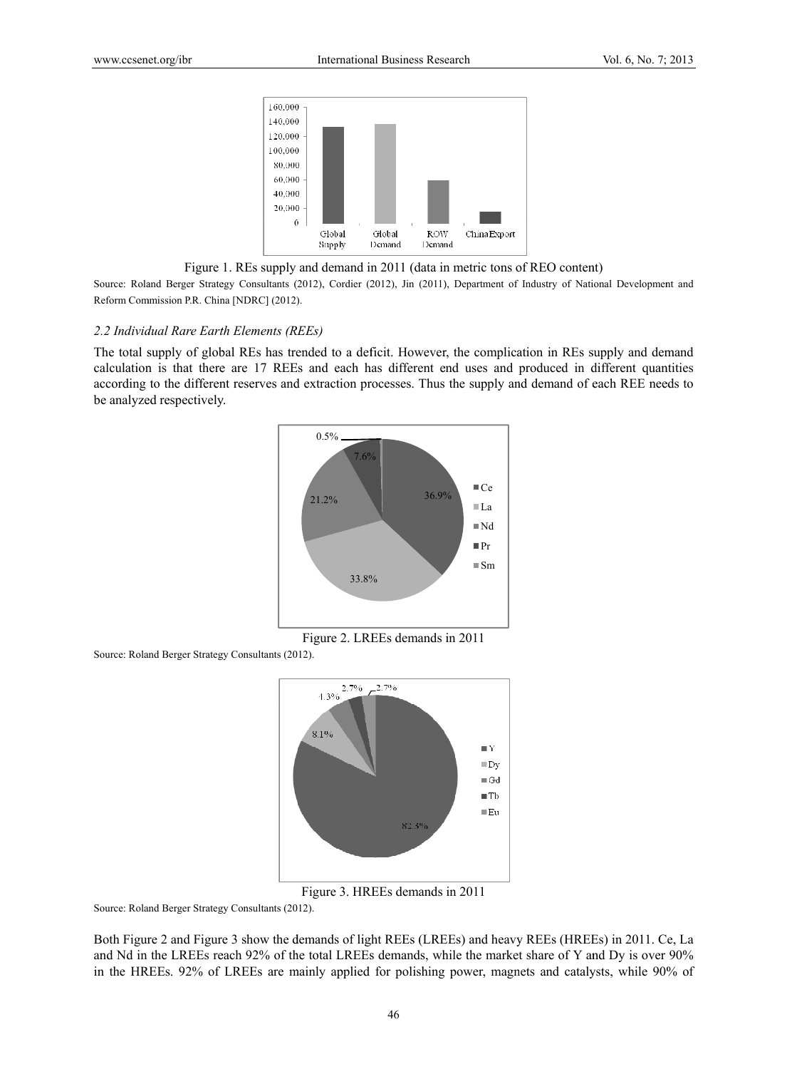Figure 1. REs supply and demand in 2011 (data in metric tons of REO content)

Source: Roland Berger Strategy Consultants (2012), Cordier (2012), Jin (2011), Department of Industry of National Development and Reform Commission P.R. China [NDRC] (2012).

### *2.2 Individual Rare Earth Elements (REEs)*

The total supply of global REs has trended to a deficit. However, the complication in REs supply and demand calculation is that there are 17 REEs and each has different end uses and produced in different quantities according to the different reserves and extraction processes. Thus the supply and demand of each REE needs to be analyzed respectively.

Figure 2. LREEs demands in 2011

Source: Roland Berger Strategy Consultants (2012).

Figure 3. HREEs demands in 2011

Source: Roland Berger Strategy Consultants (2012).

Both Figure 2 and Figure 3 show the demands of light REEs (LREEs) and heavy REEs (HREEs) in 2011. Ce, La and Nd in the LREEs reach 92% of the total LREEs demands, while the market share of Y and Dy is over 90% in the HREEs. 92% of LREEs are mainly applied for polishing power, magnets and catalysts, while 90% of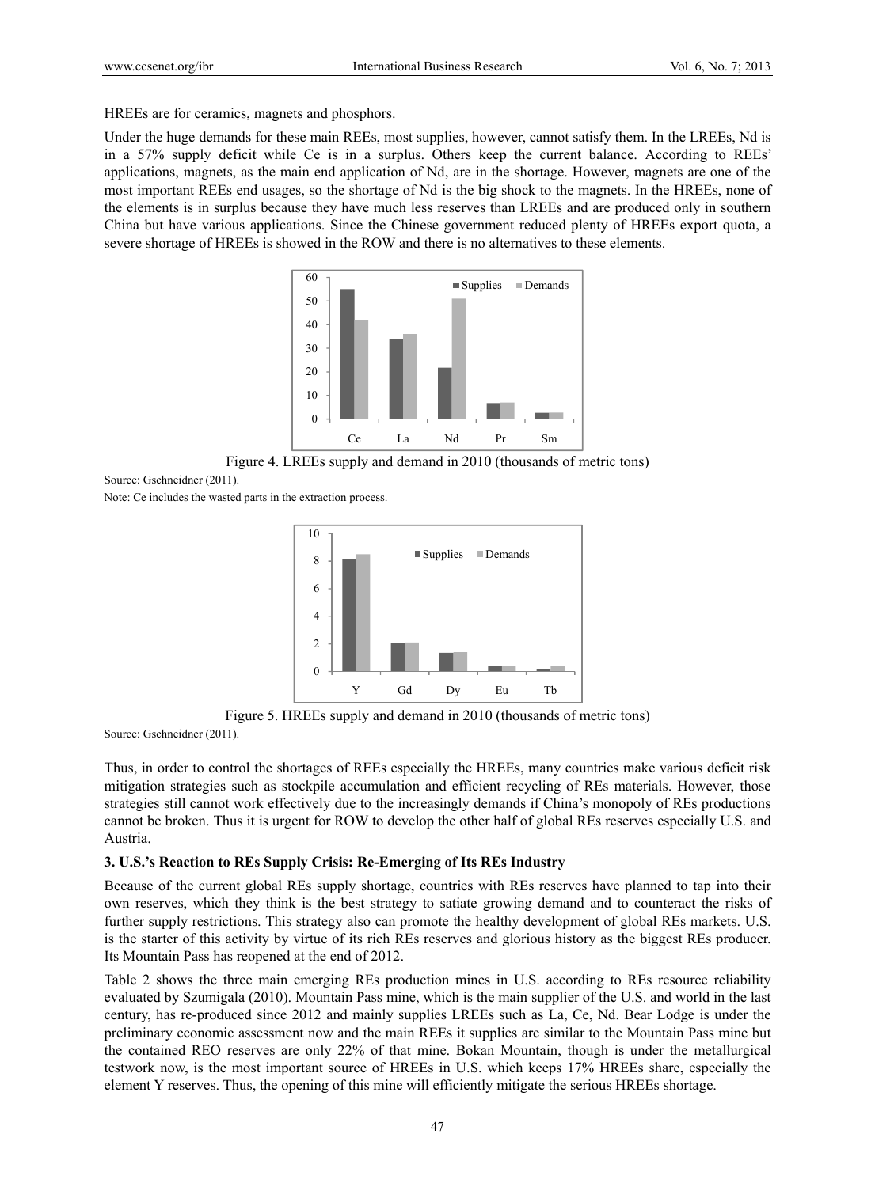HREEs are for ceramics, magnets and phosphors.

Under the huge demands for these main REEs, most supplies, however, cannot satisfy them. In the LREEs, Nd is in a 57% supply deficit while Ce is in a surplus. Others keep the current balance. According to REEs' applications, magnets, as the main end application of Nd, are in the shortage. However, magnets are one of the most important REEs end usages, so the shortage of Nd is the big shock to the magnets. In the HREEs, none of the elements is in surplus because they have much less reserves than LREEs and are produced only in southern China but have various applications. Since the Chinese government reduced plenty of HREEs export quota, a severe shortage of HREEs is showed in the ROW and there is no alternatives to these elements.

Figure 4. LREEs supply and demand in 2010 (thousands of metric tons)

Source: Gschneidner (2011).

Note: Ce includes the wasted parts in the extraction process.

Figure 5. HREEs supply and demand in 2010 (thousands of metric tons)

Source: Gschneidner (2011).

Thus, in order to control the shortages of REEs especially the HREEs, many countries make various deficit risk mitigation strategies such as stockpile accumulation and efficient recycling of REs materials. However, those strategies still cannot work effectively due to the increasingly demands if China's monopoly of REs productions cannot be broken. Thus it is urgent for ROW to develop the other half of global REs reserves especially U.S. and Austria.

### 3. U.S.'s Reaction to REs Supply Crisis: Re-Emerging of Its REs Industry

Because of the current global REs supply shortage, countries with REs reserves have planned to tap into their own reserves, which they think is the best strategy to satiate growing demand and to counteract the risks of further supply restrictions. This strategy also can promote the healthy development of global REs markets. U.S. is the starter of this activity by virtue of its rich REs reserves and glorious history as the biggest REs producer. Its Mountain Pass has reopened at the end of 2012.

Table 2 shows the three main emerging REs production mines in U.S. according to REs resource reliability evaluated by Szumigala (2010). Mountain Pass mine, which is the main supplier of the U.S. and world in the last century, has re-produced since 2012 and mainly supplies LREEs such as La, Ce, Nd. Bear Lodge is under the preliminary economic assessment now and the main REEs it supplies are similar to the Mountain Pass mine but the contained REO reserves are only 22% of that mine. Bokan Mountain, though is under the metallurgical testwork now, is the most important source of HREEs in U.S. which keeps 17% HREEs share, especially the element Y reserves. Thus, the opening of this mine will efficiently mitigate the serious HREEs shortage.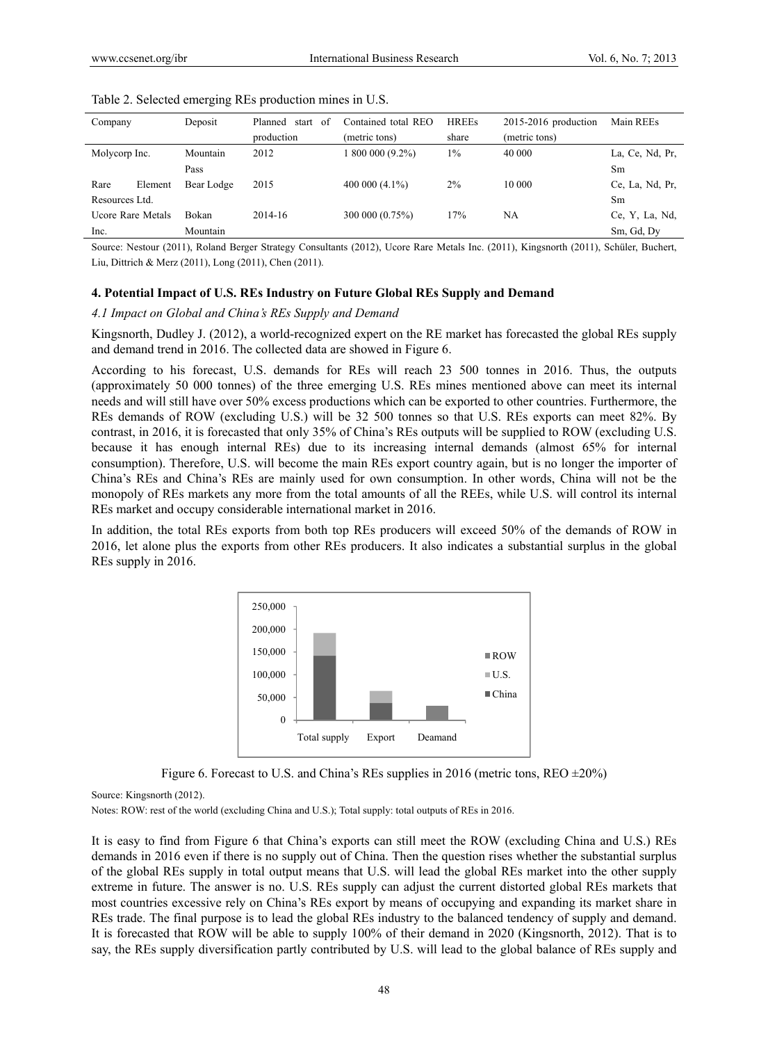Table 2. Selected emerging REs production mines in U.S.

| Company | Deposit | Planned start of production | Contained total REO (metric tons) | HREEs share | 2015-2016 production (metric tons) | Main REEs |
|---|---|---|---|---|---|---|
| Molycorp Inc. | Mountain Pass | 2012 | 1 800 000 (9.2%) | 1% | 40 000 | La, Ce, Nd, Pr, Sm |
| Rare Element Resources Ltd. | Bear Lodge | 2015 | 400 000 (4.1%) | 2% | 10 000 | Ce, La, Nd, Pr, Sm |
| Ucore Rare Metals Inc. | Bokan Mountain | 2014-16 | 300 000 (0.75%) | 17% | NA | Ce, Y, La, Nd, Sm, Gd, Dy |

Source: Nestour (2011), Roland Berger Strategy Consultants (2012), Ucore Rare Metals Inc. (2011), Kingsnorth (2011), Schüler, Buchert, Liu, Dittrich & Merz (2011), Long (2011), Chen (2011).

## 4. Potential Impact of U.S. REs Industry on Future Global REs Supply and Demand

### 4.1 Impact on Global and China's REs Supply and Demand

Kingsnorth, Dudley J. (2012), a world-recognized expert on the RE market has forecasted the global REs supply and demand trend in 2016. The collected data are showed in Figure 6.

According to his forecast, U.S. demands for REs will reach 23 500 tonnes in 2016. Thus, the outputs (approximately 50 000 tonnes) of the three emerging U.S. REs mines mentioned above can meet its internal needs and will still have over 50% excess productions which can be exported to other countries. Furthermore, the REs demands of ROW (excluding U.S.) will be 32 500 tonnes so that U.S. REs exports can meet 82%. By contrast, in 2016, it is forecasted that only 35% of China's REs outputs will be supplied to ROW (excluding U.S. because it has enough internal REs) due to its increasing internal demands (almost 65% for internal consumption). Therefore, U.S. will become the main REs export country again, but is no longer the importer of China's REs and China's REs are mainly used for own consumption. In other words, China will not be the monopoly of REs markets any more from the total amounts of all the REEs, while U.S. will control its internal REs market and occupy considerable international market in 2016.

In addition, the total REs exports from both top REs producers will exceed 50% of the demands of ROW in 2016, let alone plus the exports from other REs producers. It also indicates a substantial surplus in the global REs supply in 2016.

Figure 6. Forecast to U.S. and China's REs supplies in 2016 (metric tons, REO ±20%)

Source: Kingsnorth (2012).

Notes: ROW: rest of the world (excluding China and U.S.); Total supply: total outputs of REs in 2016.

It is easy to find from Figure 6 that China's exports can still meet the ROW (excluding China and U.S.) REs demands in 2016 even if there is no supply out of China. Then the question rises whether the substantial surplus of the global REs supply in total output means that U.S. will lead the global REs market into the other supply extreme in future. The answer is no. U.S. REs supply can adjust the current distorted global REs markets that most countries excessive rely on China's REs export by means of occupying and expanding its market share in REs trade. The final purpose is to lead the global REs industry to the balanced tendency of supply and demand. It is forecasted that ROW will be able to supply 100% of their demand in 2020 (Kingsnorth, 2012). That is to say, the REs supply diversification partly contributed by U.S. will lead to the global balance of REs supply and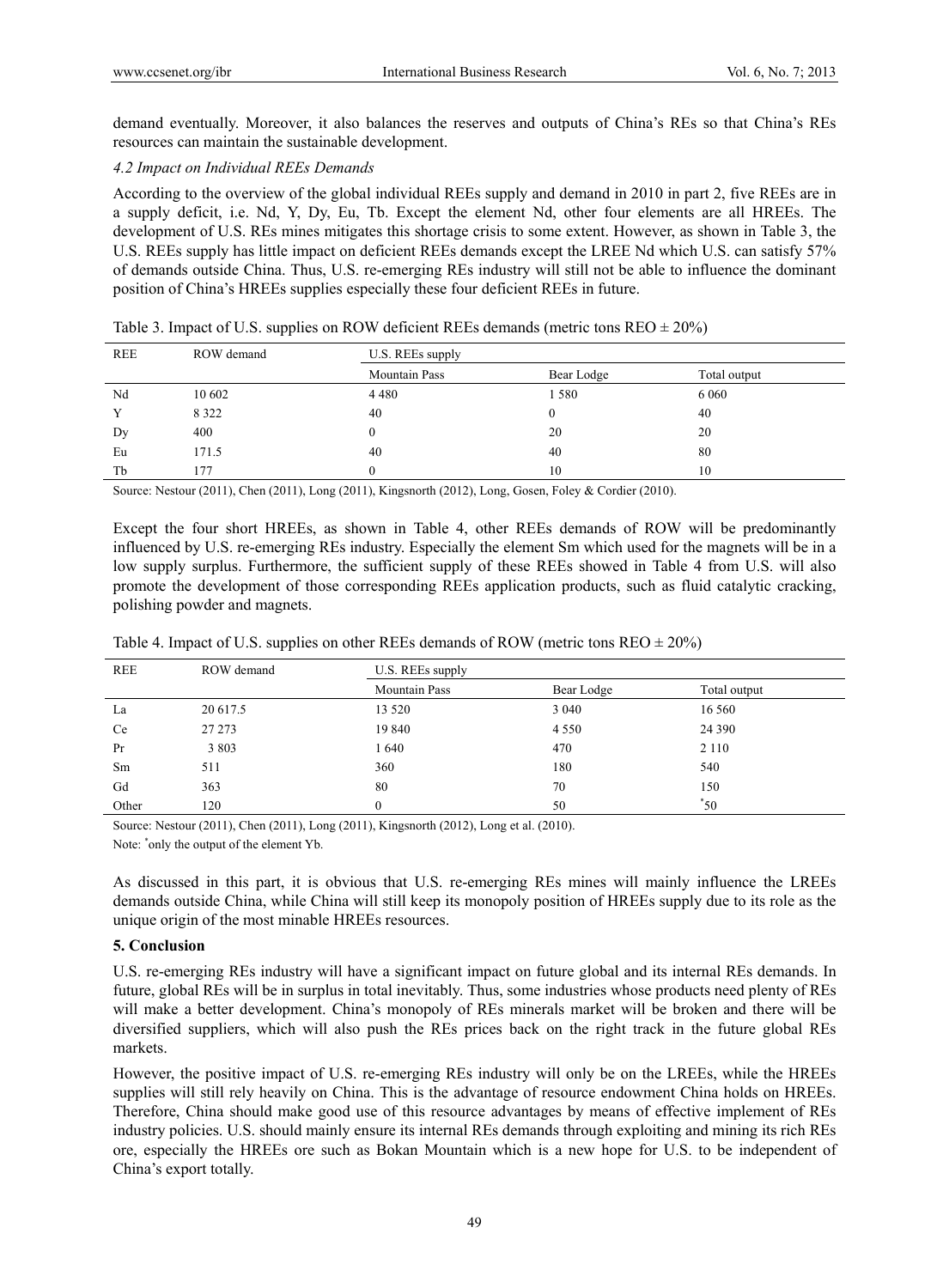demand eventually. Moreover, it also balances the reserves and outputs of China's REs so that China's REs resources can maintain the sustainable development.

### *4.2 Impact on Individual REEs Demands*

According to the overview of the global individual REEs supply and demand in 2010 in part 2, five REEs are in a supply deficit, i.e. Nd, Y, Dy, Eu, Tb. Except the element Nd, other four elements are all HREEs. The development of U.S. REs mines mitigates this shortage crisis to some extent. However, as shown in Table 3, the U.S. REEs supply has little impact on deficient REEs demands except the LREE Nd which U.S. can satisfy 57% of demands outside China. Thus, U.S. re-emerging REs industry will still not be able to influence the dominant position of China's HREEs supplies especially these four deficient REEs in future.

Table 3. Impact of U.S. supplies on ROW deficient REEs demands (metric tons REO ± 20%)

| REE | ROW demand | U.S. REEs supply | | |
|---|---|---|---|---|
| | | Mountain Pass | Bear Lodge | Total output |
| Nd | 10 602 | 4 480 | 1 580 | 6 060 |
| Y | 8 322 | 40 | 0 | 40 |
| Dy | 400 | 0 | 20 | 20 |
| Eu | 171.5 | 40 | 40 | 80 |
| Tb | 177 | 0 | 10 | 10 |

Source: Nestour (2011), Chen (2011), Long (2011), Kingsnorth (2012), Long, Gosen, Foley & Cordier (2010).

Except the four short HREEs, as shown in Table 4, other REEs demands of ROW will be predominantly influenced by U.S. re-emerging REs industry. Especially the element Sm which used for the magnets will be in a low supply surplus. Furthermore, the sufficient supply of these REEs showed in Table 4 from U.S. will also promote the development of those corresponding REEs application products, such as fluid catalytic cracking, polishing powder and magnets.

Table 4. Impact of U.S. supplies on other REEs demands of ROW (metric tons REO ± 20%)

| REE | ROW demand | U.S. REEs supply | | |
|---|---|---|---|---|
| | | Mountain Pass | Bear Lodge | Total output |
| La | 20 617.5 | 13 520 | 3 040 | 16 560 |
| Ce | 27 273 | 19 840 | 4 550 | 24 390 |
| Pr | 3 803 | 1 640 | 470 | 2 110 |
| Sm | 511 | 360 | 180 | 540 |
| Gd | 363 | 80 | 70 | 150 |
| Other | 120 | 0 | 50 | *50 |

Source: Nestour (2011), Chen (2011), Long (2011), Kingsnorth (2012), Long et al. (2010).

Note: *only the output of the element Yb.

As discussed in this part, it is obvious that U.S. re-emerging REs mines will mainly influence the LREEs demands outside China, while China will still keep its monopoly position of HREEs supply due to its role as the unique origin of the most minable HREEs resources.

## 5. Conclusion

U.S. re-emerging REs industry will have a significant impact on future global and its internal REs demands. In future, global REs will be in surplus in total inevitably. Thus, some industries whose products need plenty of REs will make a better development. China's monopoly of REs minerals market will be broken and there will be diversified suppliers, which will also push the REs prices back on the right track in the future global REs markets.

However, the positive impact of U.S. re-emerging REs industry will only be on the LREEs, while the HREEs supplies will still rely heavily on China. This is the advantage of resource endowment China holds on HREEs. Therefore, China should make good use of this resource advantages by means of effective implement of REs industry policies. U.S. should mainly ensure its internal REs demands through exploiting and mining its rich REs ore, especially the HREEs ore such as Bokan Mountain which is a new hope for U.S. to be independent of China's export totally.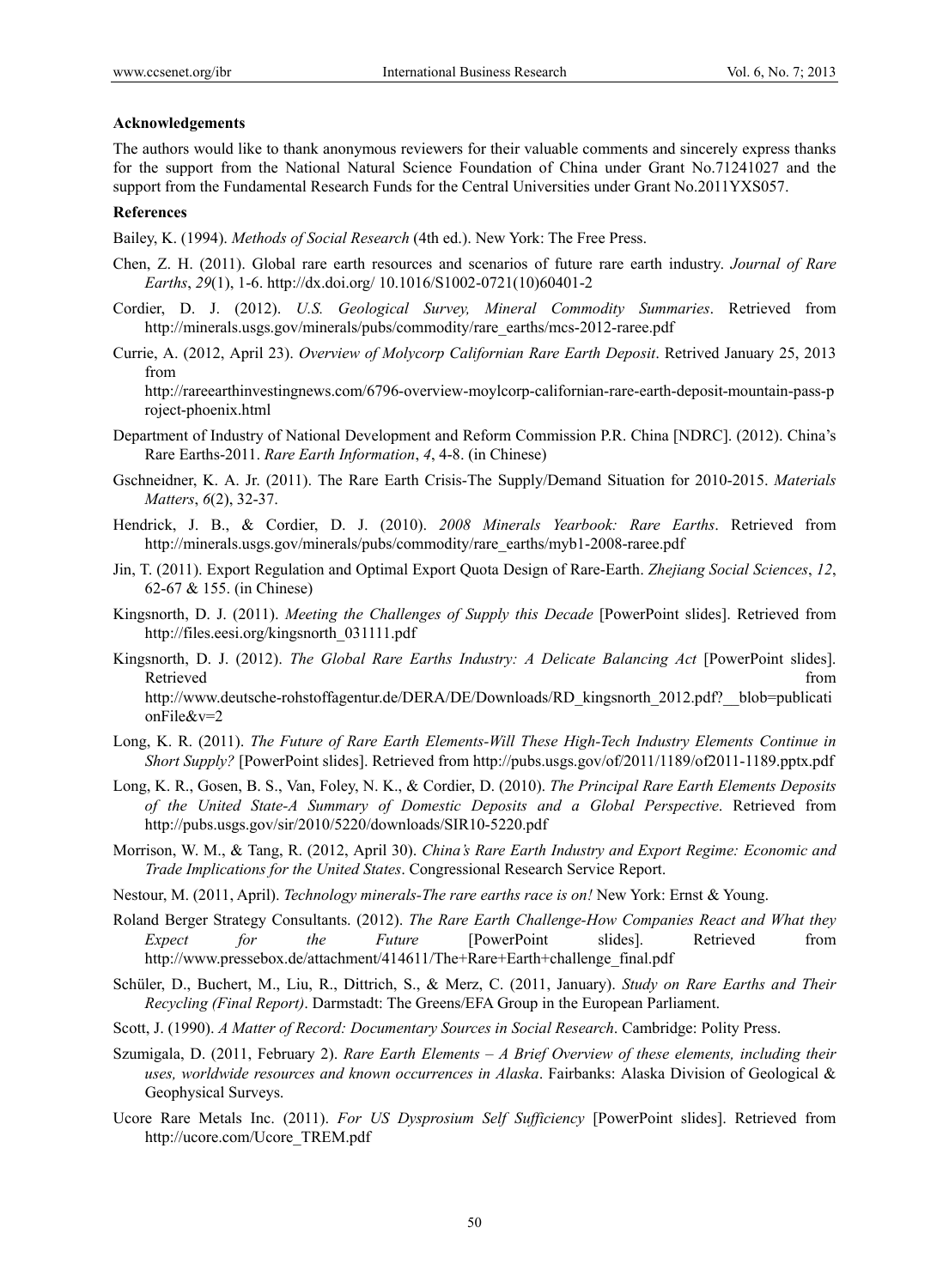**Acknowledgements**

The authors would like to thank anonymous reviewers for their valuable comments and sincerely express thanks for the support from the National Natural Science Foundation of China under Grant No.71241027 and the support from the Fundamental Research Funds for the Central Universities under Grant No.2011YXS057.

**References**

Bailey, K. (1994). *Methods of Social Research* (4th ed.). New York: The Free Press.

Chen, Z. H. (2011). Global rare earth resources and scenarios of future rare earth industry. *Journal of Rare Earths*, *29*(1), 1-6. http://dx.doi.org/ 10.1016/S1002-0721(10)60401-2

Cordier, D. J. (2012). *U.S. Geological Survey, Mineral Commodity Summaries*. Retrieved from http://minerals.usgs.gov/minerals/pubs/commodity/rare_earths/mcs-2012-raree.pdf

Currie, A. (2012, April 23). *Overview of Molycorp Californian Rare Earth Deposit*. Retrived January 25, 2013 from http://rareearthinvestingnews.com/6796-overview-moylcorp-californian-rare-earth-deposit-mountain-pass-project-phoenix.html

Department of Industry of National Development and Reform Commission P.R. China [NDRC]. (2012). China's Rare Earths-2011. *Rare Earth Information*, *4*, 4-8. (in Chinese)

Gschneidner, K. A. Jr. (2011). The Rare Earth Crisis-The Supply/Demand Situation for 2010-2015. *Materials Matters*, *6*(2), 32-37.

Hendrick, J. B., & Cordier, D. J. (2010). *2008 Minerals Yearbook: Rare Earths*. Retrieved from http://minerals.usgs.gov/minerals/pubs/commodity/rare_earths/myb1-2008-raree.pdf

Jin, T. (2011). Export Regulation and Optimal Export Quota Design of Rare-Earth. *Zhejiang Social Sciences*, *12*, 62-67 & 155. (in Chinese)

Kingsnorth, D. J. (2011). *Meeting the Challenges of Supply this Decade* [PowerPoint slides]. Retrieved from http://files.eesi.org/kingsnorth_031111.pdf

Kingsnorth, D. J. (2012). *The Global Rare Earths Industry: A Delicate Balancing Act* [PowerPoint slides]. Retrieved from http://www.deutsche-rohstoffagentur.de/DERA/DE/Downloads/RD_kingsnorth_2012.pdf?__blob=publicationFile&v=2

Long, K. R. (2011). *The Future of Rare Earth Elements-Will These High-Tech Industry Elements Continue in Short Supply?* [PowerPoint slides]. Retrieved from http://pubs.usgs.gov/of/2011/1189/of2011-1189.pptx.pdf

Long, K. R., Gosen, B. S., Van, Foley, N. K., & Cordier, D. (2010). *The Principal Rare Earth Elements Deposits of the United State-A Summary of Domestic Deposits and a Global Perspective*. Retrieved from http://pubs.usgs.gov/sir/2010/5220/downloads/SIR10-5220.pdf

Morrison, W. M., & Tang, R. (2012, April 30). *China's Rare Earth Industry and Export Regime: Economic and Trade Implications for the United States*. Congressional Research Service Report.

Nestour, M. (2011, April). *Technology minerals-The rare earths race is on!* New York: Ernst & Young.

Roland Berger Strategy Consultants. (2012). *The Rare Earth Challenge-How Companies React and What they Expect for the Future* [PowerPoint slides]. Retrieved from http://www.pressebox.de/attachment/414611/The+Rare+Earth+challenge_final.pdf

Schüler, D., Buchert, M., Liu, R., Dittrich, S., & Merz, C. (2011, January). *Study on Rare Earths and Their Recycling (Final Report)*. Darmstadt: The Greens/EFA Group in the European Parliament.

Scott, J. (1990). *A Matter of Record: Documentary Sources in Social Research*. Cambridge: Polity Press.

Szumigala, D. (2011, February 2). *Rare Earth Elements – A Brief Overview of these elements, including their uses, worldwide resources and known occurrences in Alaska*. Fairbanks: Alaska Division of Geological & Geophysical Surveys.

Ucore Rare Metals Inc. (2011). *For US Dysprosium Self Sufficiency* [PowerPoint slides]. Retrieved from http://ucore.com/Ucore_TREM.pdf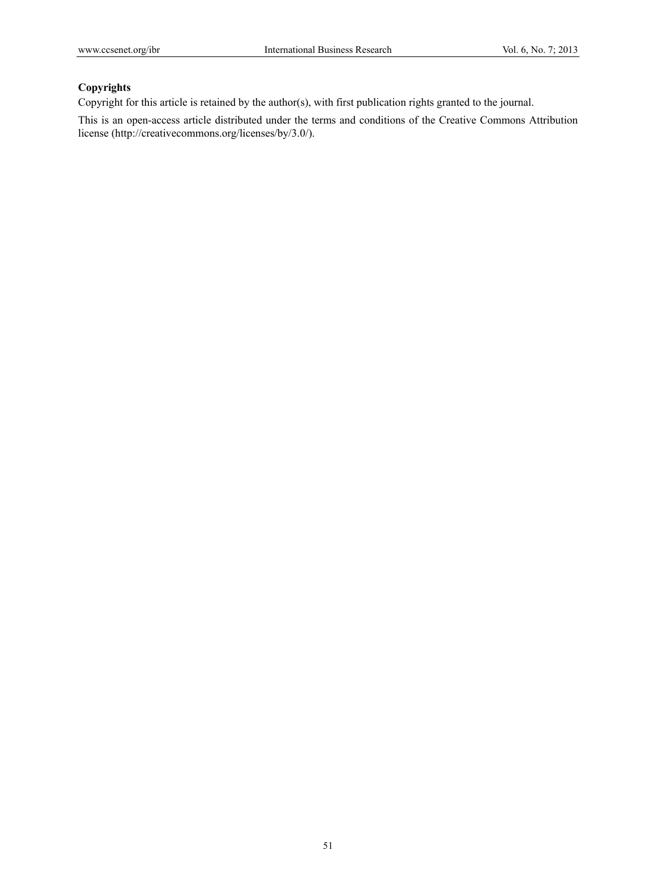**Copyrights**

Copyright for this article is retained by the author(s), with first publication rights granted to the journal.

This is an open-access article distributed under the terms and conditions of the Creative Commons Attribution license (http://creativecommons.org/licenses/by/3.0/).